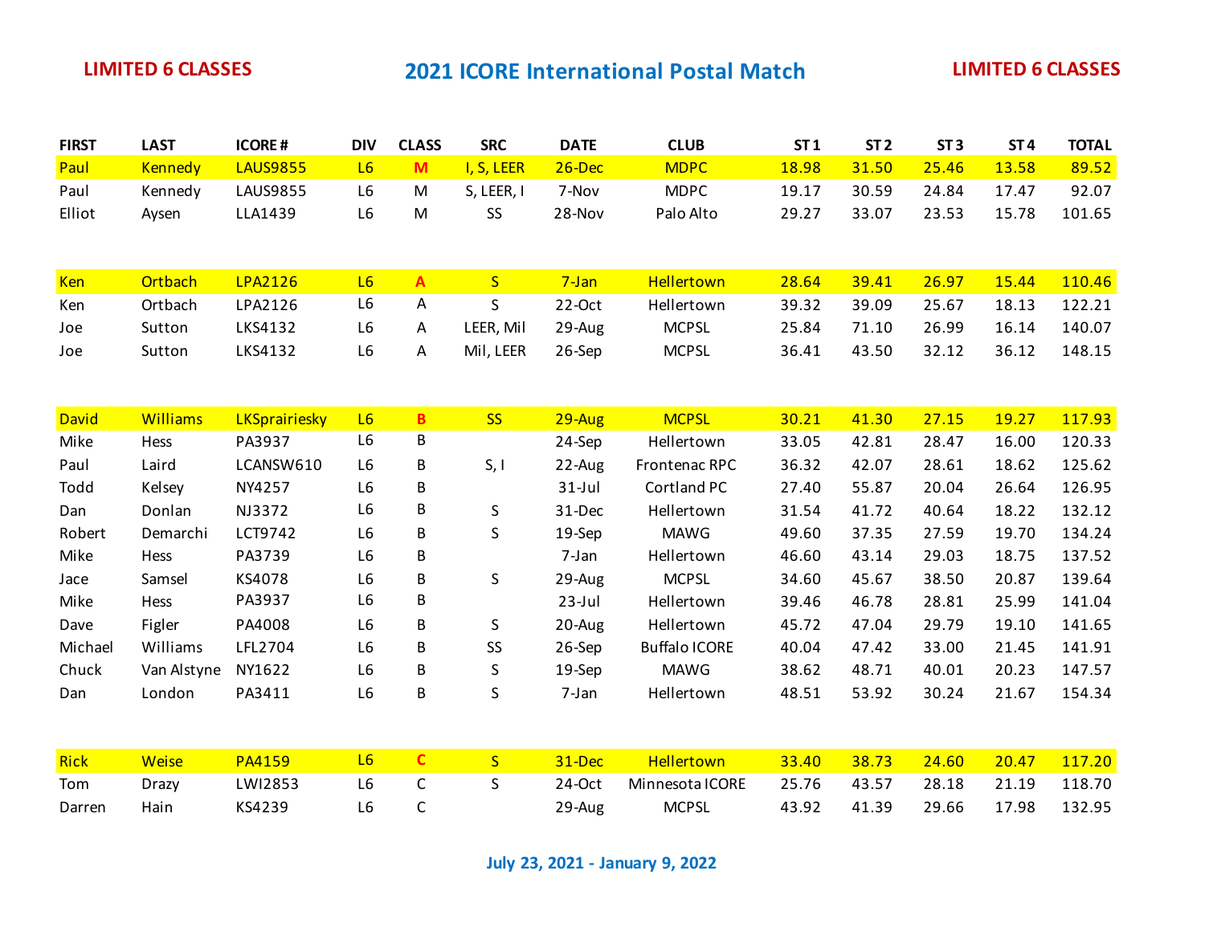**LIMITED 6 CLASSES**

# 2021 ICORE International Postal Match

**LIMITED 6 CLASSES**

| FIRST | LAST | ICORE # | DIV | CLASS | SRC | DATE | CLUB | ST 1 | ST 2 | ST 3 | ST 4 | TOTAL |
|---|---|---|---|---|---|---|---|---|---|---|---|---|
| Paul | Kennedy | LAUS9855 | L6 | **M** | I, S, LEER | 26-Dec | MDPC | 18.98 | 31.50 | 25.46 | 13.58 | 89.52 |
| Paul | Kennedy | LAUS9855 | L6 | M | S, LEER, I | 7-Nov | MDPC | 19.17 | 30.59 | 24.84 | 17.47 | 92.07 |
| Elliot | Aysen | LLA1439 | L6 | M | SS | 28-Nov | Palo Alto | 29.27 | 33.07 | 23.53 | 15.78 | 101.65 |
| | | | | | | | | | | | | |
| Ken | Ortbach | LPA2126 | L6 | **A** | S | 7-Jan | Hellertown | 28.64 | 39.41 | 26.97 | 15.44 | 110.46 |
| Ken | Ortbach | LPA2126 | L6 | A | S | 22-Oct | Hellertown | 39.32 | 39.09 | 25.67 | 18.13 | 122.21 |
| Joe | Sutton | LKS4132 | L6 | A | LEER, Mil | 29-Aug | MCPSL | 25.84 | 71.10 | 26.99 | 16.14 | 140.07 |
| Joe | Sutton | LKS4132 | L6 | A | Mil, LEER | 26-Sep | MCPSL | 36.41 | 43.50 | 32.12 | 36.12 | 148.15 |
| | | | | | | | | | | | | |
| David | Williams | LKSprairiesky | L6 | **B** | SS | 29-Aug | MCPSL | 30.21 | 41.30 | 27.15 | 19.27 | 117.93 |
| Mike | Hess | PA3937 | L6 | B | | 24-Sep | Hellertown | 33.05 | 42.81 | 28.47 | 16.00 | 120.33 |
| Paul | Laird | LCANSW610 | L6 | B | S, I | 22-Aug | Frontenac RPC | 36.32 | 42.07 | 28.61 | 18.62 | 125.62 |
| Todd | Kelsey | NY4257 | L6 | B | | 31-Jul | Cortland PC | 27.40 | 55.87 | 20.04 | 26.64 | 126.95 |
| Dan | Donlan | NJ3372 | L6 | B | S | 31-Dec | Hellertown | 31.54 | 41.72 | 40.64 | 18.22 | 132.12 |
| Robert | Demarchi | LCT9742 | L6 | B | S | 19-Sep | MAWG | 49.60 | 37.35 | 27.59 | 19.70 | 134.24 |
| Mike | Hess | PA3739 | L6 | B | | 7-Jan | Hellertown | 46.60 | 43.14 | 29.03 | 18.75 | 137.52 |
| Jace | Samsel | KS4078 | L6 | B | S | 29-Aug | MCPSL | 34.60 | 45.67 | 38.50 | 20.87 | 139.64 |
| Mike | Hess | PA3937 | L6 | B | | 23-Jul | Hellertown | 39.46 | 46.78 | 28.81 | 25.99 | 141.04 |
| Dave | Figler | PA4008 | L6 | B | S | 20-Aug | Hellertown | 45.72 | 47.04 | 29.79 | 19.10 | 141.65 |
| Michael | Williams | LFL2704 | L6 | B | SS | 26-Sep | Buffalo ICORE | 40.04 | 47.42 | 33.00 | 21.45 | 141.91 |
| Chuck | Van Alstyne | NY1622 | L6 | B | S | 19-Sep | MAWG | 38.62 | 48.71 | 40.01 | 20.23 | 147.57 |
| Dan | London | PA3411 | L6 | B | S | 7-Jan | Hellertown | 48.51 | 53.92 | 30.24 | 21.67 | 154.34 |
| | | | | | | | | | | | | |
| Rick | Weise | PA4159 | L6 | **C** | S | 31-Dec | Hellertown | 33.40 | 38.73 | 24.60 | 20.47 | 117.20 |
| Tom | Drazy | LWI2853 | L6 | C | S | 24-Oct | Minnesota ICORE | 25.76 | 43.57 | 28.18 | 21.19 | 118.70 |
| Darren | Hain | KS4239 | L6 | C | | 29-Aug | MCPSL | 43.92 | 41.39 | 29.66 | 17.98 | 132.95 |

**July 23, 2021 - January 9, 2022**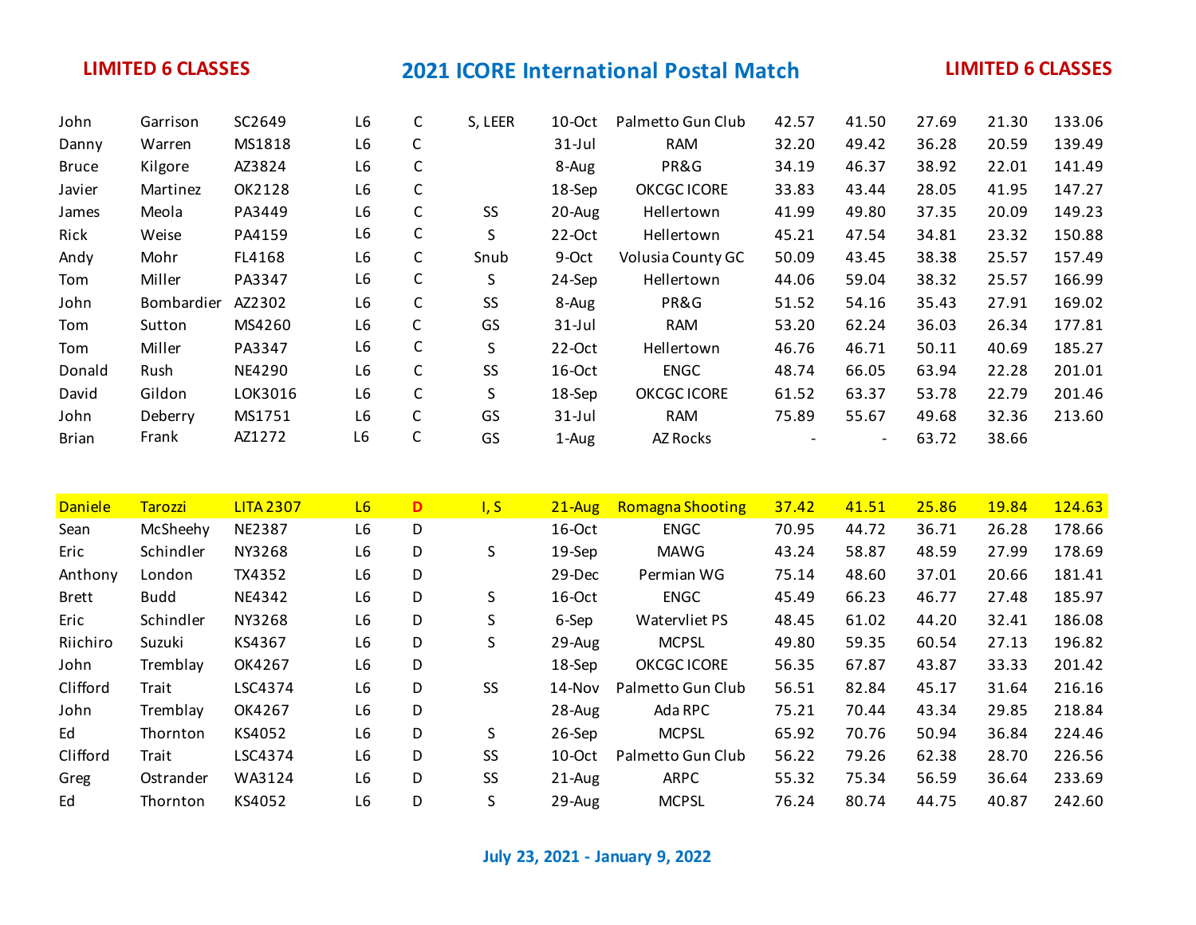**LIMITED 6 CLASSES**

## 2021 ICORE International Postal Match

**LIMITED 6 CLASSES**

| | | | | | | | | | | | | |
|---|---|---|---|---|---|---|---|---|---|---|---|---|
| John | Garrison | SC2649 | L6 | C | S, LEER | 10-Oct | Palmetto Gun Club | 42.57 | 41.50 | 27.69 | 21.30 | 133.06 |
| Danny | Warren | MS1818 | L6 | C | | 31-Jul | RAM | 32.20 | 49.42 | 36.28 | 20.59 | 139.49 |
| Bruce | Kilgore | AZ3824 | L6 | C | | 8-Aug | PR&G | 34.19 | 46.37 | 38.92 | 22.01 | 141.49 |
| Javier | Martinez | OK2128 | L6 | C | | 18-Sep | OKCGC ICORE | 33.83 | 43.44 | 28.05 | 41.95 | 147.27 |
| James | Meola | PA3449 | L6 | C | SS | 20-Aug | Hellertown | 41.99 | 49.80 | 37.35 | 20.09 | 149.23 |
| Rick | Weise | PA4159 | L6 | C | S | 22-Oct | Hellertown | 45.21 | 47.54 | 34.81 | 23.32 | 150.88 |
| Andy | Mohr | FL4168 | L6 | C | Snub | 9-Oct | Volusia County GC | 50.09 | 43.45 | 38.38 | 25.57 | 157.49 |
| Tom | Miller | PA3347 | L6 | C | S | 24-Sep | Hellertown | 44.06 | 59.04 | 38.32 | 25.57 | 166.99 |
| John | Bombardier | AZ2302 | L6 | C | SS | 8-Aug | PR&G | 51.52 | 54.16 | 35.43 | 27.91 | 169.02 |
| Tom | Sutton | MS4260 | L6 | C | GS | 31-Jul | RAM | 53.20 | 62.24 | 36.03 | 26.34 | 177.81 |
| Tom | Miller | PA3347 | L6 | C | S | 22-Oct | Hellertown | 46.76 | 46.71 | 50.11 | 40.69 | 185.27 |
| Donald | Rush | NE4290 | L6 | C | SS | 16-Oct | ENGC | 48.74 | 66.05 | 63.94 | 22.28 | 201.01 |
| David | Gildon | LOK3016 | L6 | C | S | 18-Sep | OKCGC ICORE | 61.52 | 63.37 | 53.78 | 22.79 | 201.46 |
| John | Deberry | MS1751 | L6 | C | GS | 31-Jul | RAM | 75.89 | 55.67 | 49.68 | 32.36 | 213.60 |
| Brian | Frank | AZ1272 | L6 | C | GS | 1-Aug | AZ Rocks | - | - | 63.72 | 38.66 | |
| | | | | | | | | | | | | |
| Daniele | Tarozzi | LITA 2307 | L6 | D | I, S | 21-Aug | Romagna Shooting | 37.42 | 41.51 | 25.86 | 19.84 | 124.63 |
| Sean | McSheehy | NE2387 | L6 | D | | 16-Oct | ENGC | 70.95 | 44.72 | 36.71 | 26.28 | 178.66 |
| Eric | Schindler | NY3268 | L6 | D | S | 19-Sep | MAWG | 43.24 | 58.87 | 48.59 | 27.99 | 178.69 |
| Anthony | London | TX4352 | L6 | D | | 29-Dec | Permian WG | 75.14 | 48.60 | 37.01 | 20.66 | 181.41 |
| Brett | Budd | NE4342 | L6 | D | S | 16-Oct | ENGC | 45.49 | 66.23 | 46.77 | 27.48 | 185.97 |
| Eric | Schindler | NY3268 | L6 | D | S | 6-Sep | Watervliet PS | 48.45 | 61.02 | 44.20 | 32.41 | 186.08 |
| Riichiro | Suzuki | KS4367 | L6 | D | S | 29-Aug | MCPSL | 49.80 | 59.35 | 60.54 | 27.13 | 196.82 |
| John | Tremblay | OK4267 | L6 | D | | 18-Sep | OKCGC ICORE | 56.35 | 67.87 | 43.87 | 33.33 | 201.42 |
| Clifford | Trait | LSC4374 | L6 | D | SS | 14-Nov | Palmetto Gun Club | 56.51 | 82.84 | 45.17 | 31.64 | 216.16 |
| John | Tremblay | OK4267 | L6 | D | | 28-Aug | Ada RPC | 75.21 | 70.44 | 43.34 | 29.85 | 218.84 |
| Ed | Thornton | KS4052 | L6 | D | S | 26-Sep | MCPSL | 65.92 | 70.76 | 50.94 | 36.84 | 224.46 |
| Clifford | Trait | LSC4374 | L6 | D | SS | 10-Oct | Palmetto Gun Club | 56.22 | 79.26 | 62.38 | 28.70 | 226.56 |
| Greg | Ostrander | WA3124 | L6 | D | SS | 21-Aug | ARPC | 55.32 | 75.34 | 56.59 | 36.64 | 233.69 |
| Ed | Thornton | KS4052 | L6 | D | S | 29-Aug | MCPSL | 76.24 | 80.74 | 44.75 | 40.87 | 242.60 |

**July 23, 2021 - January 9, 2022**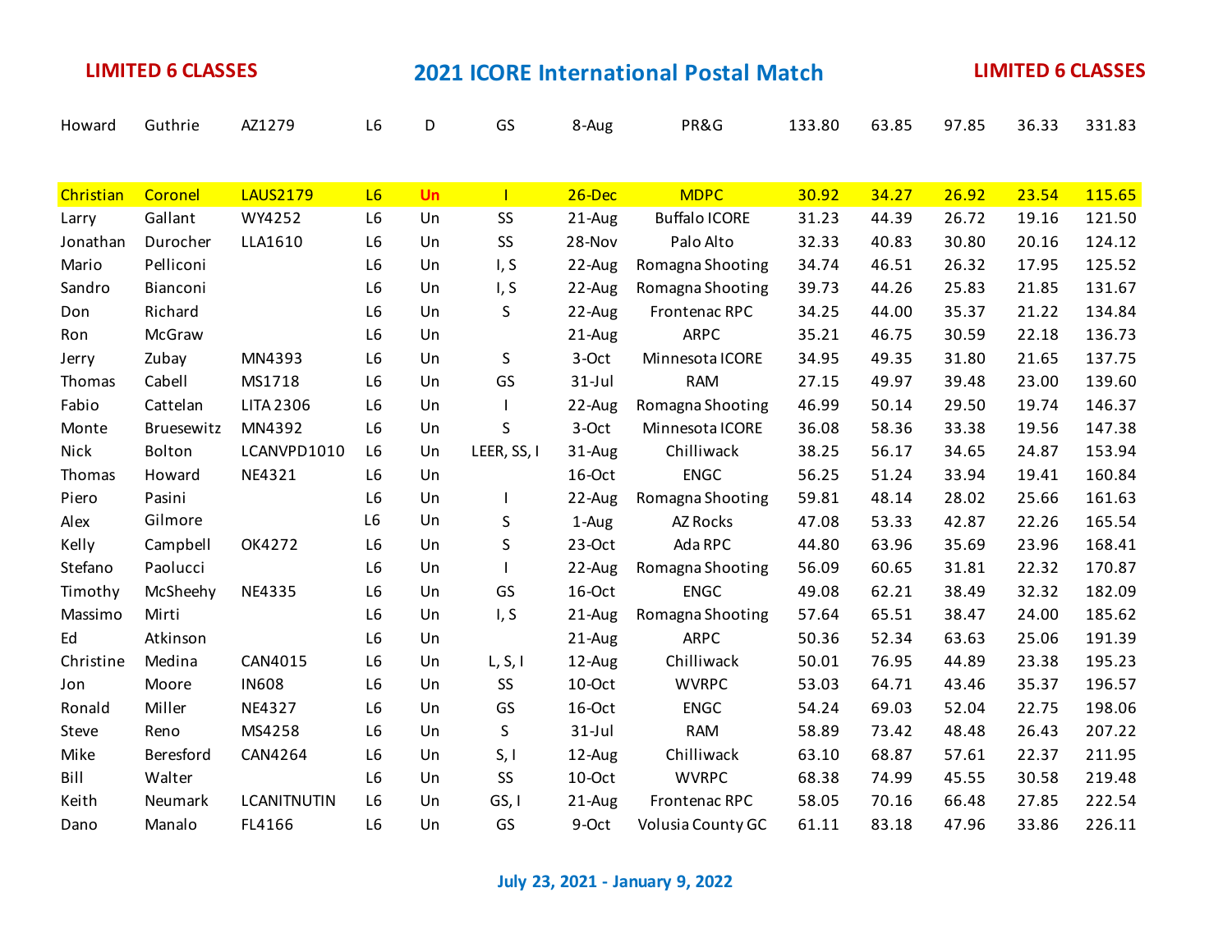**LIMITED 6 CLASSES** — **2021 ICORE International Postal Match** — **LIMITED 6 CLASSES**

| | | | | | | | | | | | | |
|---|---|---|---|---|---|---|---|---|---|---|---|---|
| Howard | Guthrie | AZ1279 | L6 | D | GS | 8-Aug | PR&G | 133.80 | 63.85 | 97.85 | 36.33 | 331.83 |
| | | | | | | | | | | | | |
| Christian | Coronel | LAUS2179 | L6 | Un | I | 26-Dec | MDPC | 30.92 | 34.27 | 26.92 | 23.54 | 115.65 |
| Larry | Gallant | WY4252 | L6 | Un | SS | 21-Aug | Buffalo ICORE | 31.23 | 44.39 | 26.72 | 19.16 | 121.50 |
| Jonathan | Durocher | LLA1610 | L6 | Un | SS | 28-Nov | Palo Alto | 32.33 | 40.83 | 30.80 | 20.16 | 124.12 |
| Mario | Pelliconi | | L6 | Un | I, S | 22-Aug | Romagna Shooting | 34.74 | 46.51 | 26.32 | 17.95 | 125.52 |
| Sandro | Bianconi | | L6 | Un | I, S | 22-Aug | Romagna Shooting | 39.73 | 44.26 | 25.83 | 21.85 | 131.67 |
| Don | Richard | | L6 | Un | S | 22-Aug | Frontenac RPC | 34.25 | 44.00 | 35.37 | 21.22 | 134.84 |
| Ron | McGraw | | L6 | Un | | 21-Aug | ARPC | 35.21 | 46.75 | 30.59 | 22.18 | 136.73 |
| Jerry | Zubay | MN4393 | L6 | Un | S | 3-Oct | Minnesota ICORE | 34.95 | 49.35 | 31.80 | 21.65 | 137.75 |
| Thomas | Cabell | MS1718 | L6 | Un | GS | 31-Jul | RAM | 27.15 | 49.97 | 39.48 | 23.00 | 139.60 |
| Fabio | Cattelan | LITA 2306 | L6 | Un | I | 22-Aug | Romagna Shooting | 46.99 | 50.14 | 29.50 | 19.74 | 146.37 |
| Monte | Bruesewitz | MN4392 | L6 | Un | S | 3-Oct | Minnesota ICORE | 36.08 | 58.36 | 33.38 | 19.56 | 147.38 |
| Nick | Bolton | LCANVPD1010 | L6 | Un | LEER, SS, I | 31-Aug | Chilliwack | 38.25 | 56.17 | 34.65 | 24.87 | 153.94 |
| Thomas | Howard | NE4321 | L6 | Un | | 16-Oct | ENGC | 56.25 | 51.24 | 33.94 | 19.41 | 160.84 |
| Piero | Pasini | | L6 | Un | I | 22-Aug | Romagna Shooting | 59.81 | 48.14 | 28.02 | 25.66 | 161.63 |
| Alex | Gilmore | | L6 | Un | S | 1-Aug | AZ Rocks | 47.08 | 53.33 | 42.87 | 22.26 | 165.54 |
| Kelly | Campbell | OK4272 | L6 | Un | S | 23-Oct | Ada RPC | 44.80 | 63.96 | 35.69 | 23.96 | 168.41 |
| Stefano | Paolucci | | L6 | Un | I | 22-Aug | Romagna Shooting | 56.09 | 60.65 | 31.81 | 22.32 | 170.87 |
| Timothy | McSheehy | NE4335 | L6 | Un | GS | 16-Oct | ENGC | 49.08 | 62.21 | 38.49 | 32.32 | 182.09 |
| Massimo | Mirti | | L6 | Un | I, S | 21-Aug | Romagna Shooting | 57.64 | 65.51 | 38.47 | 24.00 | 185.62 |
| Ed | Atkinson | | L6 | Un | | 21-Aug | ARPC | 50.36 | 52.34 | 63.63 | 25.06 | 191.39 |
| Christine | Medina | CAN4015 | L6 | Un | L, S, I | 12-Aug | Chilliwack | 50.01 | 76.95 | 44.89 | 23.38 | 195.23 |
| Jon | Moore | IN608 | L6 | Un | SS | 10-Oct | WVRPC | 53.03 | 64.71 | 43.46 | 35.37 | 196.57 |
| Ronald | Miller | NE4327 | L6 | Un | GS | 16-Oct | ENGC | 54.24 | 69.03 | 52.04 | 22.75 | 198.06 |
| Steve | Reno | MS4258 | L6 | Un | S | 31-Jul | RAM | 58.89 | 73.42 | 48.48 | 26.43 | 207.22 |
| Mike | Beresford | CAN4264 | L6 | Un | S, I | 12-Aug | Chilliwack | 63.10 | 68.87 | 57.61 | 22.37 | 211.95 |
| Bill | Walter | | L6 | Un | SS | 10-Oct | WVRPC | 68.38 | 74.99 | 45.55 | 30.58 | 219.48 |
| Keith | Neumark | LCANITNUTIN | L6 | Un | GS, I | 21-Aug | Frontenac RPC | 58.05 | 70.16 | 66.48 | 27.85 | 222.54 |
| Dano | Manalo | FL4166 | L6 | Un | GS | 9-Oct | Volusia County GC | 61.11 | 83.18 | 47.96 | 33.86 | 226.11 |

**July 23, 2021 - January 9, 2022**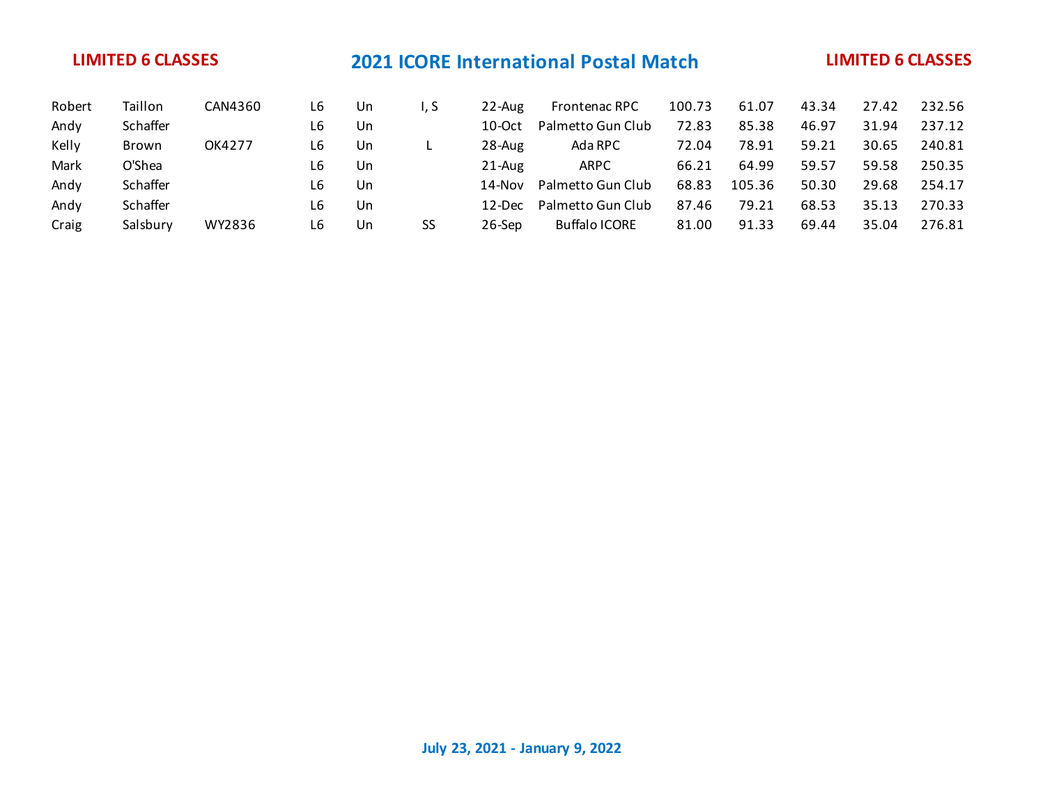**LIMITED 6 CLASSES**

# 2021 ICORE International Postal Match

**LIMITED 6 CLASSES**

| | | | | | | | | | | | | |
|---|---|---|---|---|---|---|---|---|---|---|---|---|
| Robert | Taillon | CAN4360 | L6 | Un | I, S | 22-Aug | Frontenac RPC | 100.73 | 61.07 | 43.34 | 27.42 | 232.56 |
| Andy | Schaffer | | L6 | Un | | 10-Oct | Palmetto Gun Club | 72.83 | 85.38 | 46.97 | 31.94 | 237.12 |
| Kelly | Brown | OK4277 | L6 | Un | L | 28-Aug | Ada RPC | 72.04 | 78.91 | 59.21 | 30.65 | 240.81 |
| Mark | O'Shea | | L6 | Un | | 21-Aug | ARPC | 66.21 | 64.99 | 59.57 | 59.58 | 250.35 |
| Andy | Schaffer | | L6 | Un | | 14-Nov | Palmetto Gun Club | 68.83 | 105.36 | 50.30 | 29.68 | 254.17 |
| Andy | Schaffer | | L6 | Un | | 12-Dec | Palmetto Gun Club | 87.46 | 79.21 | 68.53 | 35.13 | 270.33 |
| Craig | Salsbury | WY2836 | L6 | Un | SS | 26-Sep | Buffalo ICORE | 81.00 | 91.33 | 69.44 | 35.04 | 276.81 |

**July 23, 2021 - January 9, 2022**